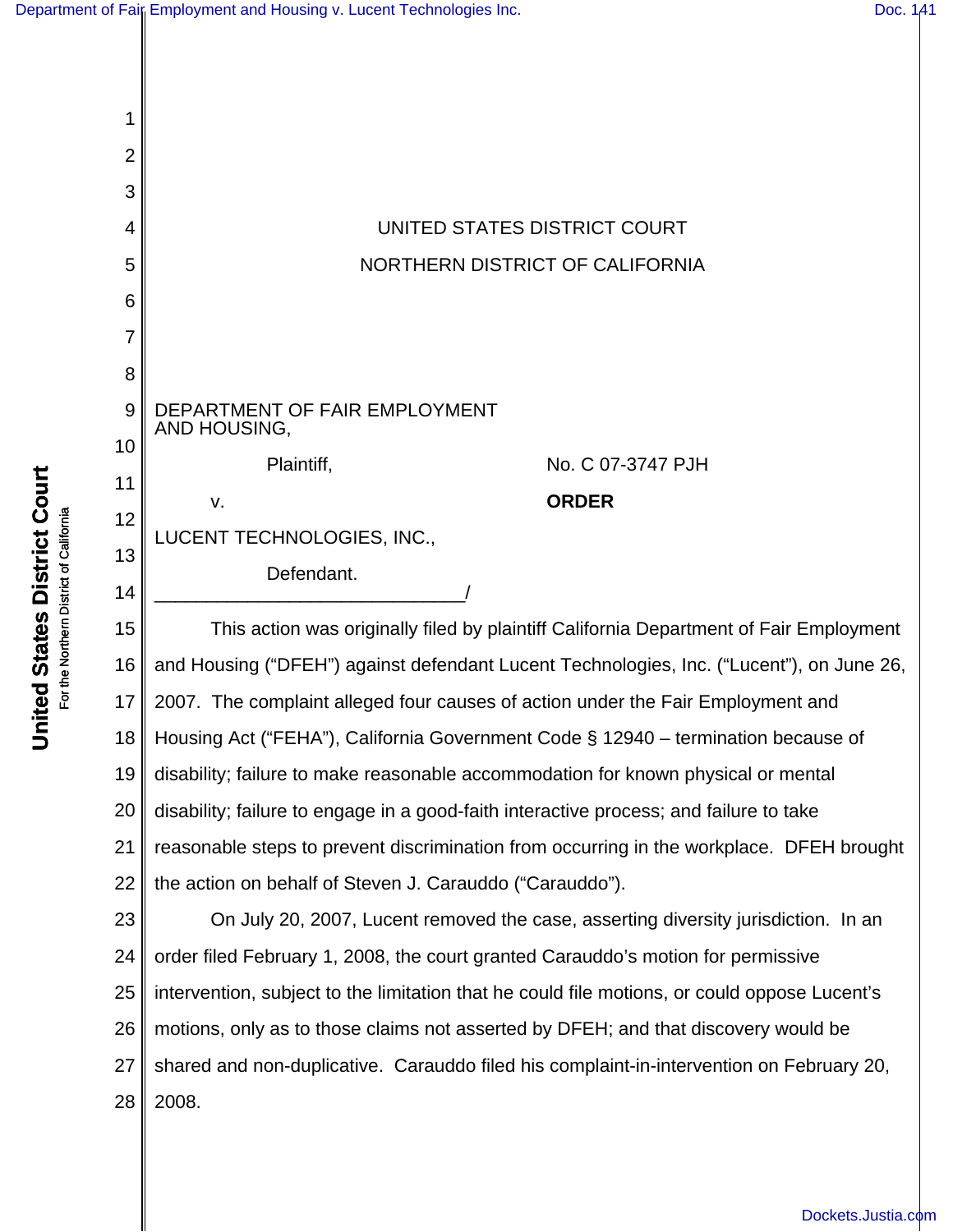UNITED STATES DISTRICT COURT

NORTHERN DISTRICT OF CALIFORNIA

DEPARTMENT OF FAIR EMPLOYMENT AND HOUSING,

Plaintiff,

v.

LUCENT TECHNOLOGIES, INC.,

Defendant.

_______________________________/

No. C 07-3747 PJH

**ORDER**

This action was originally filed by plaintiff California Department of Fair Employment and Housing ("DFEH") against defendant Lucent Technologies, Inc. ("Lucent"), on June 26, 2007. The complaint alleged four causes of action under the Fair Employment and Housing Act ("FEHA"), California Government Code § 12940 – termination because of disability; failure to make reasonable accommodation for known physical or mental disability; failure to engage in a good-faith interactive process; and failure to take reasonable steps to prevent discrimination from occurring in the workplace. DFEH brought the action on behalf of Steven J. Carauddo ("Carauddo").

On July 20, 2007, Lucent removed the case, asserting diversity jurisdiction. In an order filed February 1, 2008, the court granted Carauddo's motion for permissive intervention, subject to the limitation that he could file motions, or could oppose Lucent's motions, only as to those claims not asserted by DFEH; and that discovery would be shared and non-duplicative. Carauddo filed his complaint-in-intervention on February 20, 2008.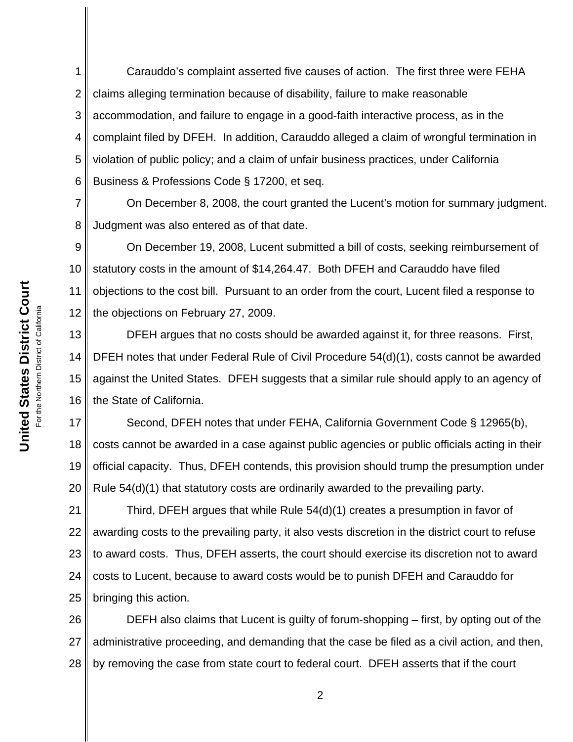Carauddo's complaint asserted five causes of action. The first three were FEHA claims alleging termination because of disability, failure to make reasonable accommodation, and failure to engage in a good-faith interactive process, as in the complaint filed by DFEH. In addition, Carauddo alleged a claim of wrongful termination in violation of public policy; and a claim of unfair business practices, under California Business & Professions Code § 17200, et seq.

On December 8, 2008, the court granted the Lucent's motion for summary judgment. Judgment was also entered as of that date.

On December 19, 2008, Lucent submitted a bill of costs, seeking reimbursement of statutory costs in the amount of $14,264.47. Both DFEH and Carauddo have filed objections to the cost bill. Pursuant to an order from the court, Lucent filed a response to the objections on February 27, 2009.

DFEH argues that no costs should be awarded against it, for three reasons. First, DFEH notes that under Federal Rule of Civil Procedure 54(d)(1), costs cannot be awarded against the United States. DFEH suggests that a similar rule should apply to an agency of the State of California.

Second, DFEH notes that under FEHA, California Government Code § 12965(b), costs cannot be awarded in a case against public agencies or public officials acting in their official capacity. Thus, DFEH contends, this provision should trump the presumption under Rule 54(d)(1) that statutory costs are ordinarily awarded to the prevailing party.

Third, DFEH argues that while Rule 54(d)(1) creates a presumption in favor of awarding costs to the prevailing party, it also vests discretion in the district court to refuse to award costs. Thus, DFEH asserts, the court should exercise its discretion not to award costs to Lucent, because to award costs would be to punish DFEH and Carauddo for bringing this action.

DEFH also claims that Lucent is guilty of forum-shopping – first, by opting out of the administrative proceeding, and demanding that the case be filed as a civil action, and then, by removing the case from state court to federal court. DFEH asserts that if the court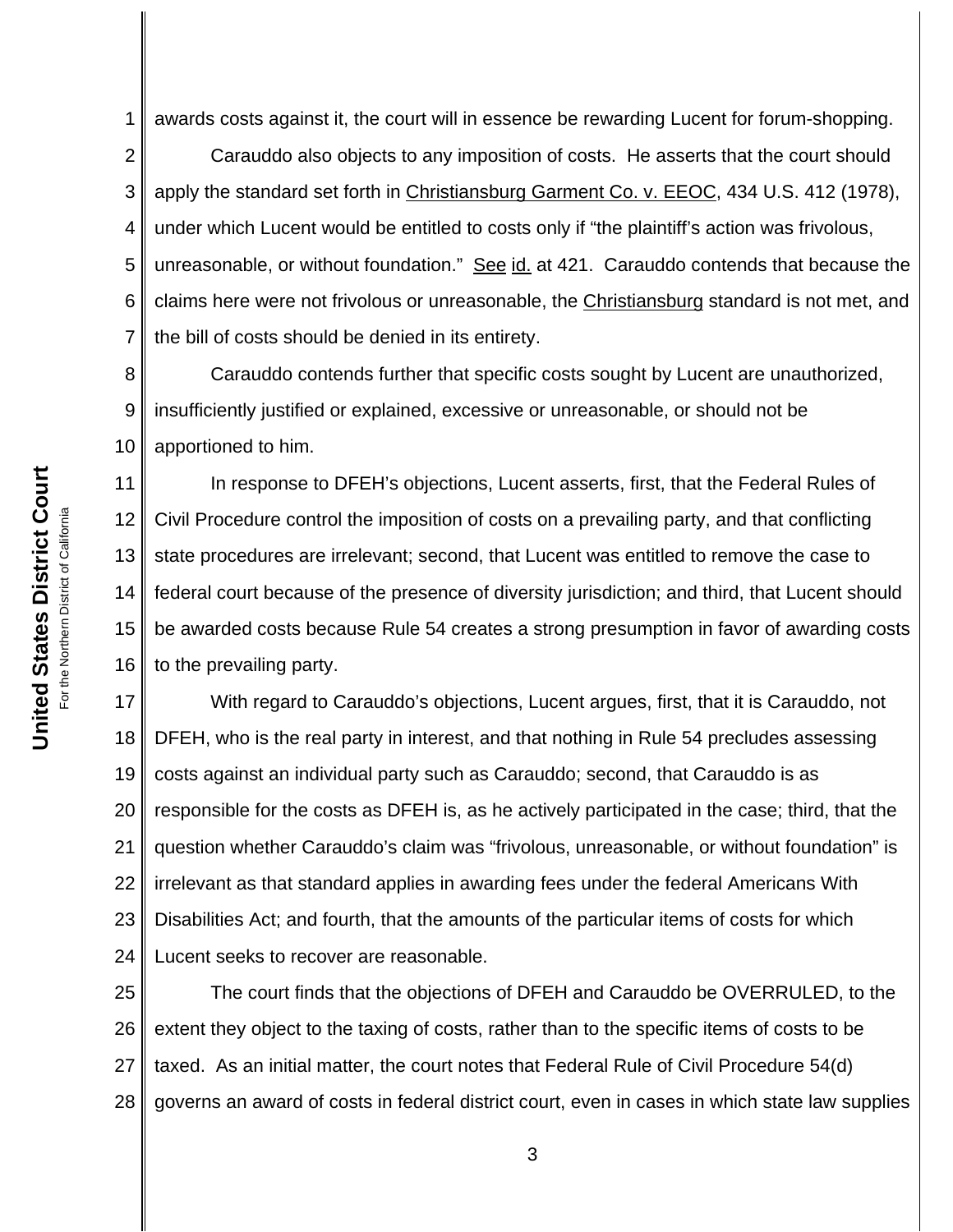awards costs against it, the court will in essence be rewarding Lucent for forum-shopping.

Carauddo also objects to any imposition of costs. He asserts that the court should apply the standard set forth in Christiansburg Garment Co. v. EEOC, 434 U.S. 412 (1978), under which Lucent would be entitled to costs only if "the plaintiff's action was frivolous, unreasonable, or without foundation." See id. at 421. Carauddo contends that because the claims here were not frivolous or unreasonable, the Christiansburg standard is not met, and the bill of costs should be denied in its entirety.

Carauddo contends further that specific costs sought by Lucent are unauthorized, insufficiently justified or explained, excessive or unreasonable, or should not be apportioned to him.

In response to DFEH's objections, Lucent asserts, first, that the Federal Rules of Civil Procedure control the imposition of costs on a prevailing party, and that conflicting state procedures are irrelevant; second, that Lucent was entitled to remove the case to federal court because of the presence of diversity jurisdiction; and third, that Lucent should be awarded costs because Rule 54 creates a strong presumption in favor of awarding costs to the prevailing party.

With regard to Carauddo's objections, Lucent argues, first, that it is Carauddo, not DFEH, who is the real party in interest, and that nothing in Rule 54 precludes assessing costs against an individual party such as Carauddo; second, that Carauddo is as responsible for the costs as DFEH is, as he actively participated in the case; third, that the question whether Carauddo's claim was "frivolous, unreasonable, or without foundation" is irrelevant as that standard applies in awarding fees under the federal Americans With Disabilities Act; and fourth, that the amounts of the particular items of costs for which Lucent seeks to recover are reasonable.

The court finds that the objections of DFEH and Carauddo be OVERRULED, to the extent they object to the taxing of costs, rather than to the specific items of costs to be taxed. As an initial matter, the court notes that Federal Rule of Civil Procedure 54(d) governs an award of costs in federal district court, even in cases in which state law supplies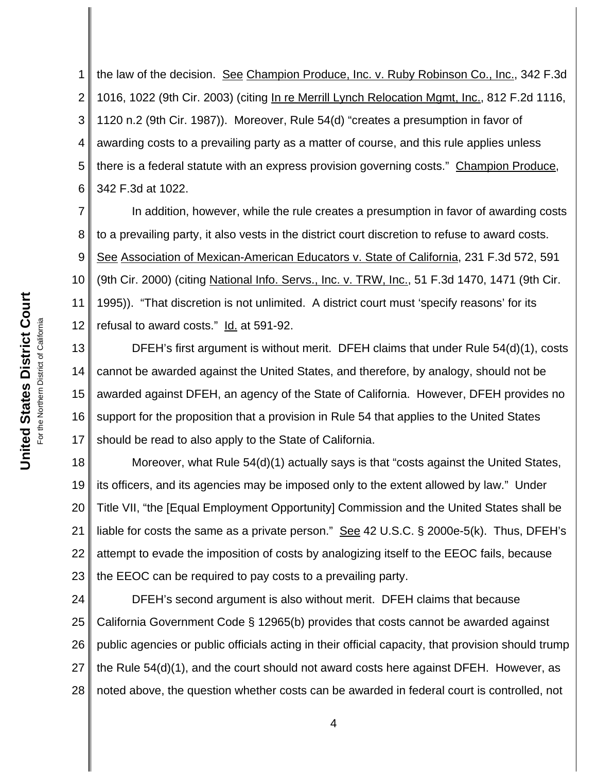the law of the decision. See Champion Produce, Inc. v. Ruby Robinson Co., Inc., 342 F.3d 1016, 1022 (9th Cir. 2003) (citing In re Merrill Lynch Relocation Mgmt, Inc., 812 F.2d 1116, 1120 n.2 (9th Cir. 1987)). Moreover, Rule 54(d) "creates a presumption in favor of awarding costs to a prevailing party as a matter of course, and this rule applies unless there is a federal statute with an express provision governing costs." Champion Produce, 342 F.3d at 1022.

In addition, however, while the rule creates a presumption in favor of awarding costs to a prevailing party, it also vests in the district court discretion to refuse to award costs. See Association of Mexican-American Educators v. State of California, 231 F.3d 572, 591 (9th Cir. 2000) (citing National Info. Servs., Inc. v. TRW, Inc., 51 F.3d 1470, 1471 (9th Cir. 1995)). "That discretion is not unlimited. A district court must 'specify reasons' for its refusal to award costs." Id. at 591-92.

DFEH's first argument is without merit. DFEH claims that under Rule 54(d)(1), costs cannot be awarded against the United States, and therefore, by analogy, should not be awarded against DFEH, an agency of the State of California. However, DFEH provides no support for the proposition that a provision in Rule 54 that applies to the United States should be read to also apply to the State of California.

Moreover, what Rule 54(d)(1) actually says is that "costs against the United States, its officers, and its agencies may be imposed only to the extent allowed by law." Under Title VII, "the [Equal Employment Opportunity] Commission and the United States shall be liable for costs the same as a private person." See 42 U.S.C. § 2000e-5(k). Thus, DFEH's attempt to evade the imposition of costs by analogizing itself to the EEOC fails, because the EEOC can be required to pay costs to a prevailing party.

DFEH's second argument is also without merit. DFEH claims that because California Government Code § 12965(b) provides that costs cannot be awarded against public agencies or public officials acting in their official capacity, that provision should trump the Rule 54(d)(1), and the court should not award costs here against DFEH. However, as noted above, the question whether costs can be awarded in federal court is controlled, not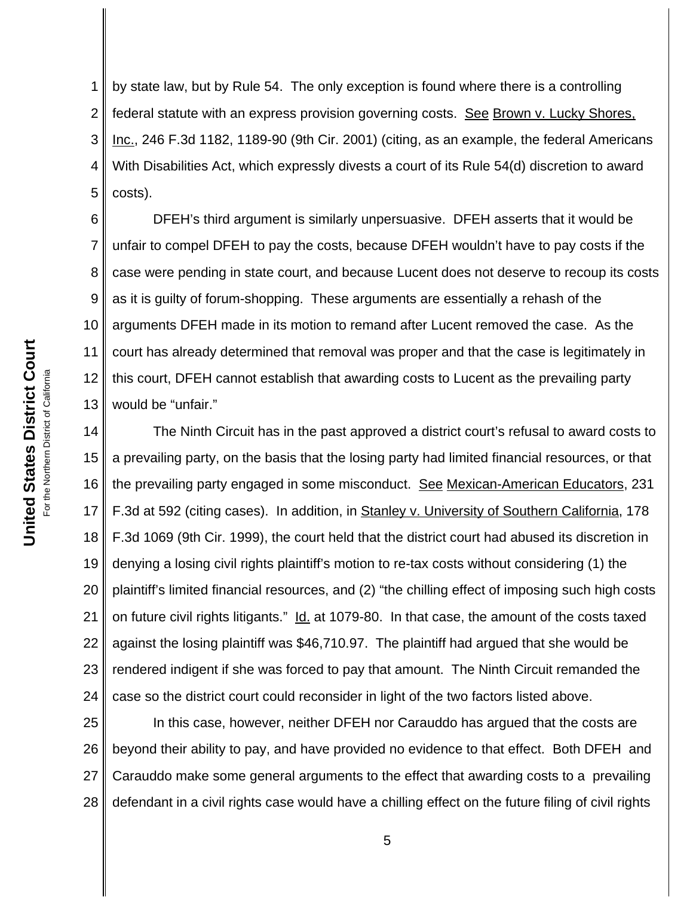by state law, but by Rule 54. The only exception is found where there is a controlling federal statute with an express provision governing costs. See Brown v. Lucky Shores, Inc., 246 F.3d 1182, 1189-90 (9th Cir. 2001) (citing, as an example, the federal Americans With Disabilities Act, which expressly divests a court of its Rule 54(d) discretion to award costs).

DFEH's third argument is similarly unpersuasive. DFEH asserts that it would be unfair to compel DFEH to pay the costs, because DFEH wouldn't have to pay costs if the case were pending in state court, and because Lucent does not deserve to recoup its costs as it is guilty of forum-shopping. These arguments are essentially a rehash of the arguments DFEH made in its motion to remand after Lucent removed the case. As the court has already determined that removal was proper and that the case is legitimately in this court, DFEH cannot establish that awarding costs to Lucent as the prevailing party would be "unfair."

The Ninth Circuit has in the past approved a district court's refusal to award costs to a prevailing party, on the basis that the losing party had limited financial resources, or that the prevailing party engaged in some misconduct. See Mexican-American Educators, 231 F.3d at 592 (citing cases). In addition, in Stanley v. University of Southern California, 178 F.3d 1069 (9th Cir. 1999), the court held that the district court had abused its discretion in denying a losing civil rights plaintiff's motion to re-tax costs without considering (1) the plaintiff's limited financial resources, and (2) "the chilling effect of imposing such high costs on future civil rights litigants." Id. at 1079-80. In that case, the amount of the costs taxed against the losing plaintiff was $46,710.97. The plaintiff had argued that she would be rendered indigent if she was forced to pay that amount. The Ninth Circuit remanded the case so the district court could reconsider in light of the two factors listed above.

In this case, however, neither DFEH nor Carauddo has argued that the costs are beyond their ability to pay, and have provided no evidence to that effect. Both DFEH and Carauddo make some general arguments to the effect that awarding costs to a prevailing defendant in a civil rights case would have a chilling effect on the future filing of civil rights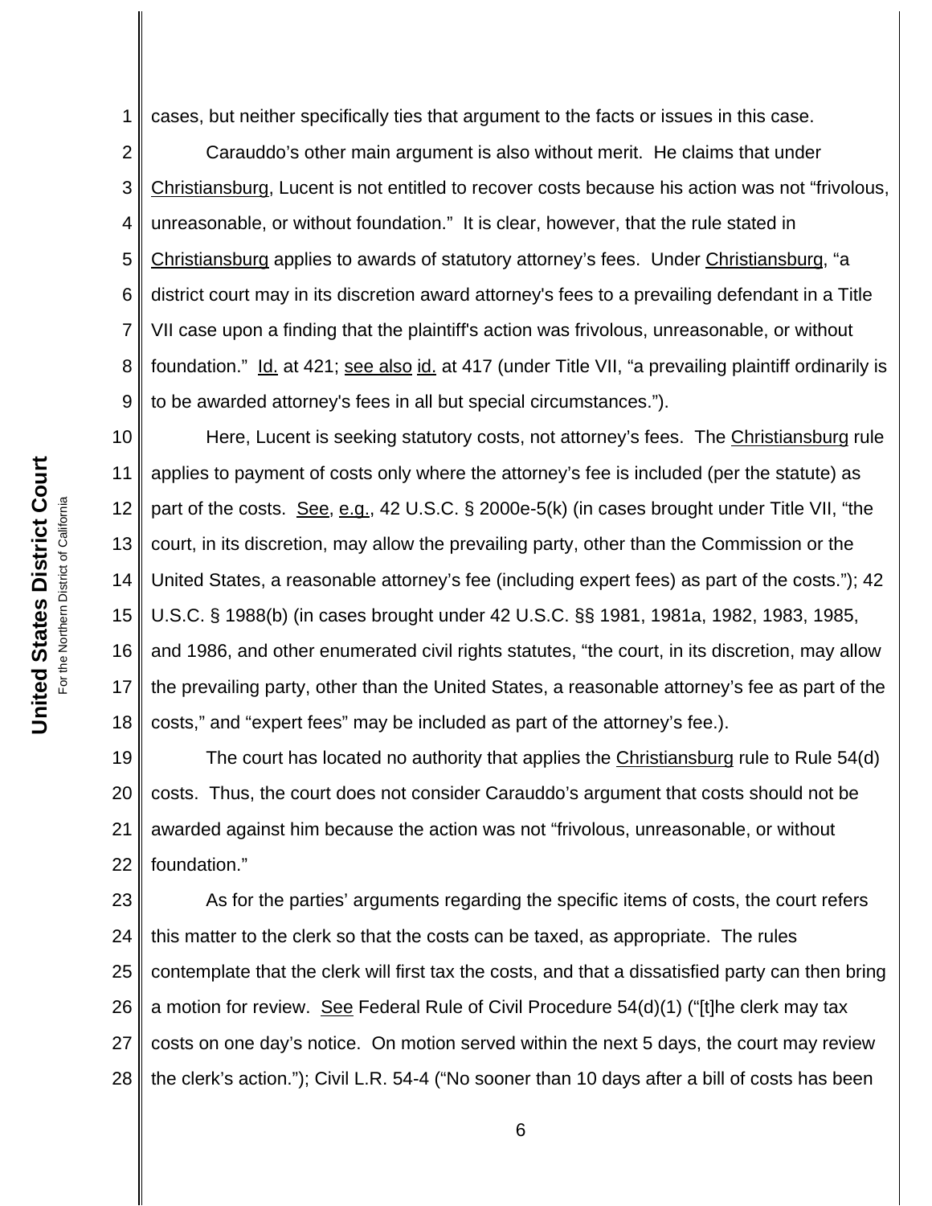cases, but neither specifically ties that argument to the facts or issues in this case.

Carauddo's other main argument is also without merit. He claims that under Christiansburg, Lucent is not entitled to recover costs because his action was not "frivolous, unreasonable, or without foundation." It is clear, however, that the rule stated in Christiansburg applies to awards of statutory attorney's fees. Under Christiansburg, "a district court may in its discretion award attorney's fees to a prevailing defendant in a Title VII case upon a finding that the plaintiff's action was frivolous, unreasonable, or without foundation." Id. at 421; see also id. at 417 (under Title VII, "a prevailing plaintiff ordinarily is to be awarded attorney's fees in all but special circumstances.").

Here, Lucent is seeking statutory costs, not attorney's fees. The Christiansburg rule applies to payment of costs only where the attorney's fee is included (per the statute) as part of the costs. See, e.g., 42 U.S.C. § 2000e-5(k) (in cases brought under Title VII, "the court, in its discretion, may allow the prevailing party, other than the Commission or the United States, a reasonable attorney's fee (including expert fees) as part of the costs."); 42 U.S.C. § 1988(b) (in cases brought under 42 U.S.C. §§ 1981, 1981a, 1982, 1983, 1985, and 1986, and other enumerated civil rights statutes, "the court, in its discretion, may allow the prevailing party, other than the United States, a reasonable attorney's fee as part of the costs," and "expert fees" may be included as part of the attorney's fee.).

The court has located no authority that applies the Christiansburg rule to Rule 54(d) costs. Thus, the court does not consider Carauddo's argument that costs should not be awarded against him because the action was not "frivolous, unreasonable, or without foundation."

As for the parties' arguments regarding the specific items of costs, the court refers this matter to the clerk so that the costs can be taxed, as appropriate. The rules contemplate that the clerk will first tax the costs, and that a dissatisfied party can then bring a motion for review. See Federal Rule of Civil Procedure 54(d)(1) ("[t]he clerk may tax costs on one day's notice. On motion served within the next 5 days, the court may review the clerk's action."); Civil L.R. 54-4 ("No sooner than 10 days after a bill of costs has been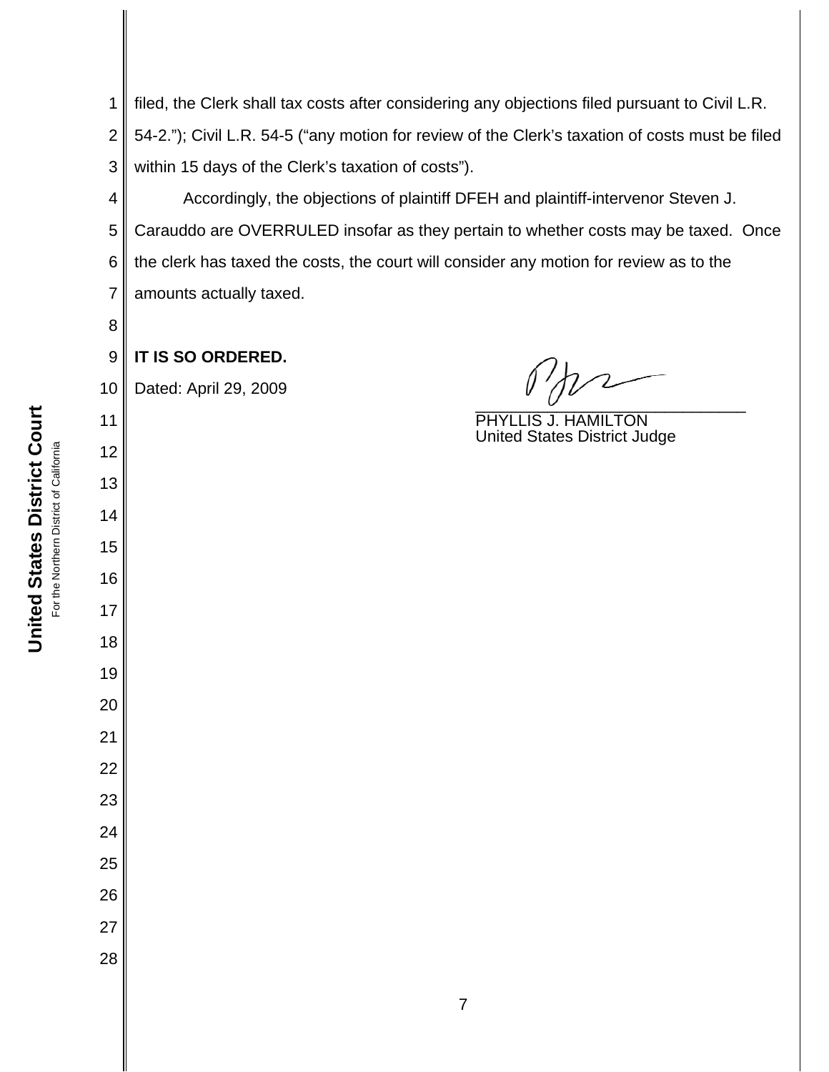filed, the Clerk shall tax costs after considering any objections filed pursuant to Civil L.R. 54-2."); Civil L.R. 54-5 ("any motion for review of the Clerk's taxation of costs must be filed within 15 days of the Clerk's taxation of costs").

Accordingly, the objections of plaintiff DFEH and plaintiff-intervenor Steven J. Carauddo are OVERRULED insofar as they pertain to whether costs may be taxed. Once the clerk has taxed the costs, the court will consider any motion for review as to the amounts actually taxed.

**IT IS SO ORDERED.**

Dated: April 29, 2009

PHYLLIS J. HAMILTON
United States District Judge